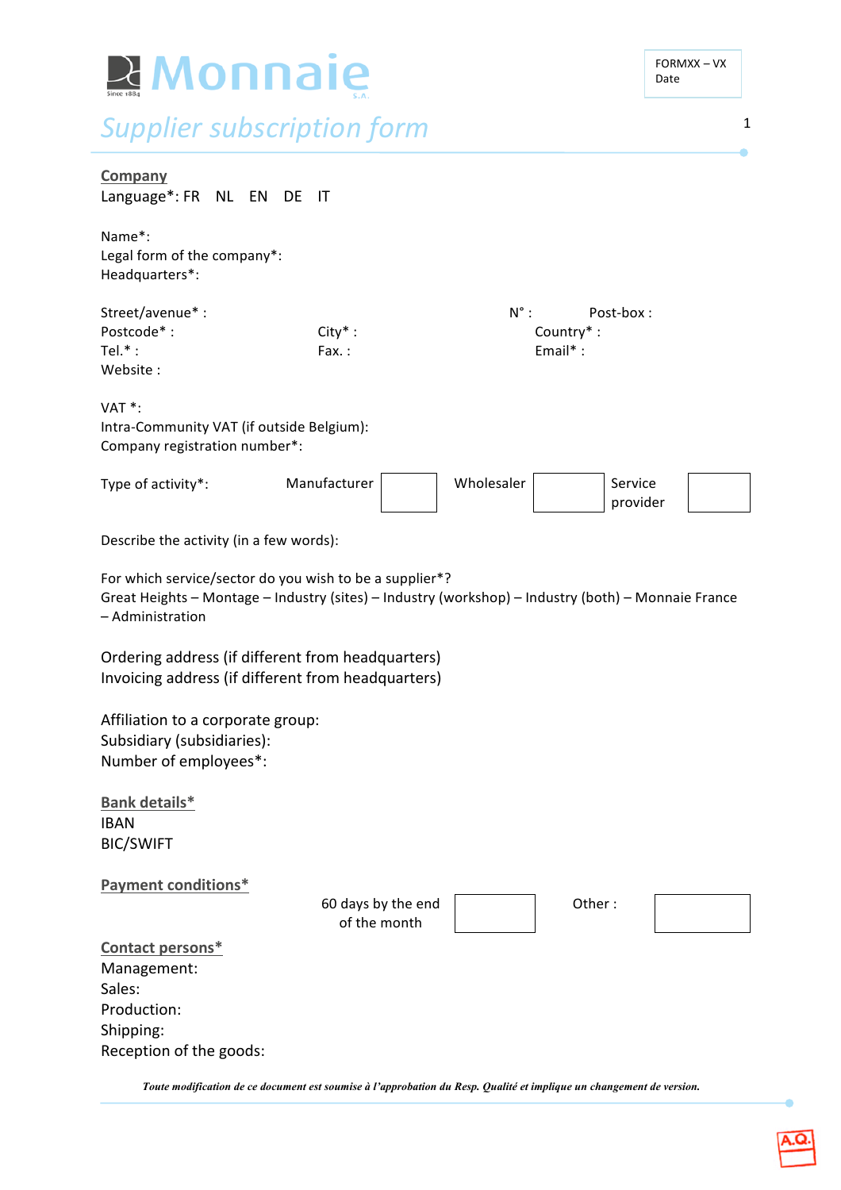# Monnaie

FORMXX – VX
Date

## Supplier subscription form

### Company

Language*: FR NL EN DE IT

Name*:
Legal form of the company*:
Headquarters*:

Street/avenue* : N° : Post-box :
Postcode* : City* : Country* :
Tel.* : Fax. : Email* :
Website :

VAT *:
Intra-Community VAT (if outside Belgium):
Company registration number*:

| Type of activity*: | Manufacturer | | Wholesaler | | Service provider | |
|---|---|---|---|---|---|---|

Describe the activity (in a few words):

For which service/sector do you wish to be a supplier*?
Great Heights – Montage – Industry (sites) – Industry (workshop) – Industry (both) – Monnaie France – Administration

Ordering address (if different from headquarters)
Invoicing address (if different from headquarters)

Affiliation to a corporate group:
Subsidiary (subsidiaries):
Number of employees*:

### Bank details*

IBAN
BIC/SWIFT

### Payment conditions*

| 60 days by the end of the month | | Other : | |
|---|---|---|---|

### Contact persons*

Management:
Sales:
Production:
Shipping:
Reception of the goods:

*Toute modification de ce document est soumise à l'approbation du Resp. Qualité et implique un changement de version.*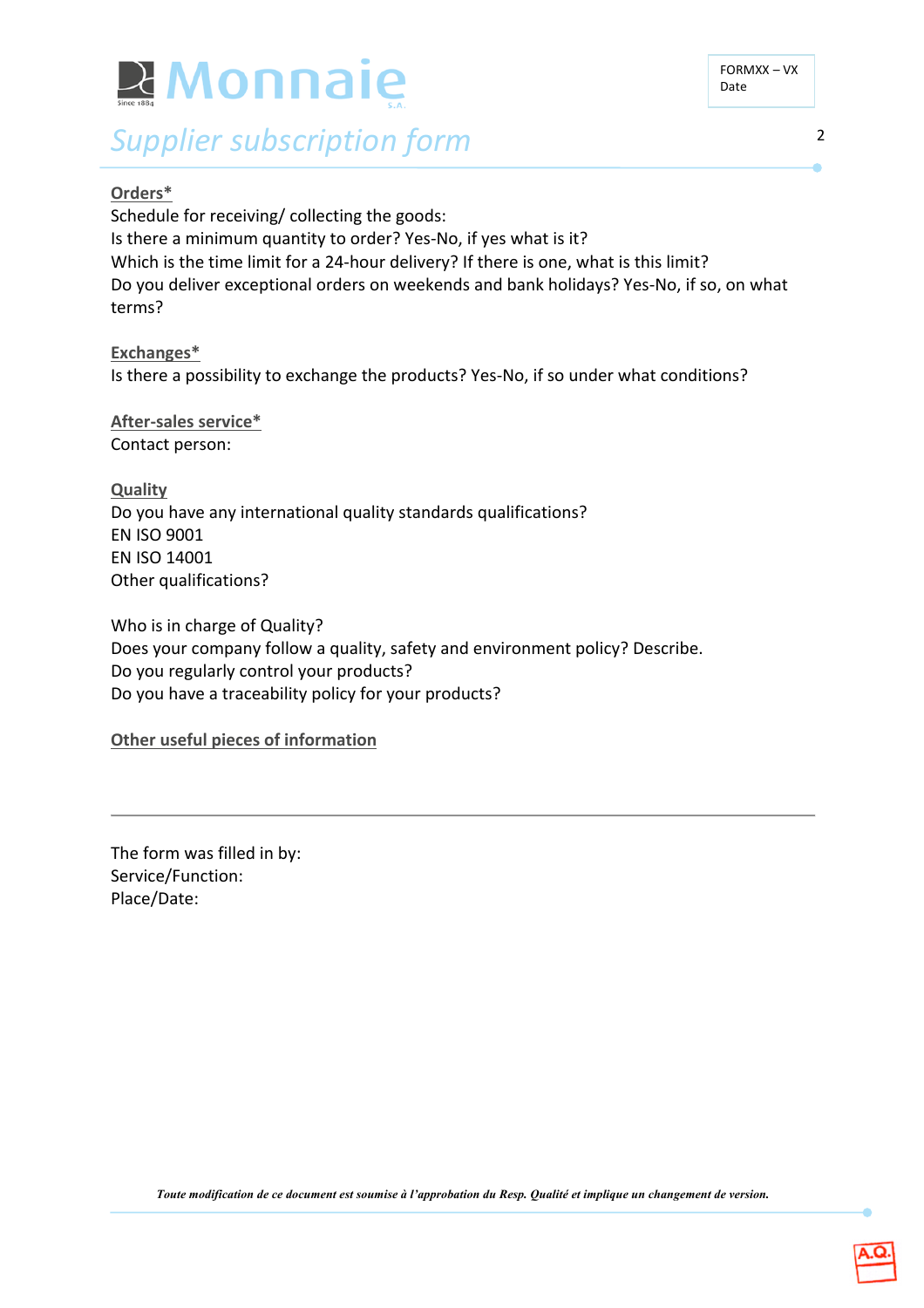**Orders***

Schedule for receiving/ collecting the goods:
Is there a minimum quantity to order? Yes-No, if yes what is it?
Which is the time limit for a 24-hour delivery? If there is one, what is this limit?
Do you deliver exceptional orders on weekends and bank holidays? Yes-No, if so, on what terms?

**Exchanges***

Is there a possibility to exchange the products? Yes-No, if so under what conditions?

**After-sales service***

Contact person:

**Quality**

Do you have any international quality standards qualifications?
EN ISO 9001
EN ISO 14001
Other qualifications?

Who is in charge of Quality?
Does your company follow a quality, safety and environment policy? Describe.
Do you regularly control your products?
Do you have a traceability policy for your products?

**Other useful pieces of information**

---

The form was filled in by:
Service/Function:
Place/Date:

*Toute modification de ce document est soumise à l'approbation du Resp. Qualité et implique un changement de version.*